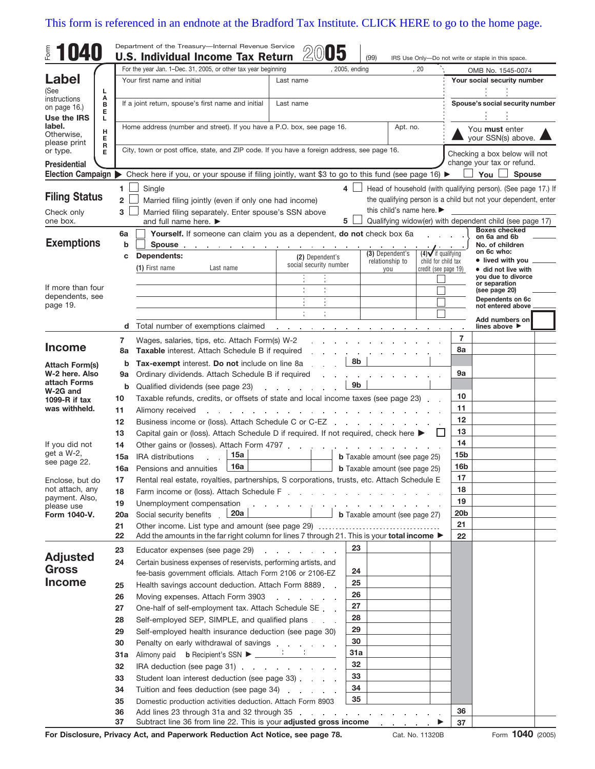This form is referenced in an endnote at the Bradford Tax Institute. CLICK HERE to go to the home page.

# Form 1040 — Department of the Treasury—Internal Revenue Service

## U.S. Individual Income Tax Return 2005

(99) IRS Use Only—Do not write or staple in this space.

For the year Jan. 1–Dec. 31, 2005, or other tax year beginning , 2005, ending , 20 — OMB No. 1545-0074

## Label

(See instructions on page 16.)

**Use the IRS label.** Otherwise, please print or type.

LABEL HERE

| | | |
|---|---|---|
| Your first name and initial | Last name | **Your social security number** |
| If a joint return, spouse's first name and initial | Last name | **Spouse's social security number** |
| Home address (number and street). If you have a P.O. box, see page 16. | Apt. no. | ▲ You **must** enter your SSN(s) above. ▲ |
| City, town or post office, state, and ZIP code. If you have a foreign address, see page 16. | | Checking a box below will not change your tax or refund. |

**Presidential Election Campaign** ▶ Check here if you, or your spouse if filing jointly, want $3 to go to this fund (see page 16) ▶ ☐ **You** ☐ **Spouse**

## Filing Status

Check only one box.

1. ☐ Single
2. ☐ Married filing jointly (even if only one had income)
3. ☐ Married filing separately. Enter spouse's SSN above and full name here. ▶
4. ☐ Head of household (with qualifying person). (See page 17.) If the qualifying person is a child but not your dependent, enter this child's name here. ▶
5. ☐ Qualifying widow(er) with dependent child (see page 17)

## Exemptions

**6a** ☐ **Yourself.** If someone can claim you as a dependent, **do not** check box 6a

**b** ☐ **Spouse**

Boxes checked on 6a and 6b ____

**c Dependents:**

| (1) First name   Last name | (2) Dependent's social security number | (3) Dependent's relationship to you | (4) ✓ if qualifying child for child tax credit (see page 19) |
|---|---|---|---|
| | | | ☐ |
| | | | ☐ |
| | | | ☐ |
| | | | ☐ |

If more than four dependents, see page 19.

No. of children on 6c who:
- lived with you ____
- did not live with you due to divorce or separation (see page 20) ____

Dependents on 6c not entered above ____

**d** Total number of exemptions claimed — Add numbers on lines above ▶

## Income

Attach Form(s) W-2 here. Also attach Forms W-2G and 1099-R if tax was withheld.

If you did not get a W-2, see page 22.

Enclose, but do not attach, any payment. Also, please use **Form 1040-V.**

| Line | Description | | |
|---|---|---|---|
| 7 | Wages, salaries, tips, etc. Attach Form(s) W-2 | | 7 |
| 8a | **Taxable** interest. Attach Schedule B if required | | 8a |
| b | **Tax-exempt** interest. **Do not** include on line 8a | 8b | |
| 9a | Ordinary dividends. Attach Schedule B if required | | 9a |
| b | Qualified dividends (see page 23) | 9b | |
| 10 | Taxable refunds, credits, or offsets of state and local income taxes (see page 23) | | 10 |
| 11 | Alimony received | | 11 |
| 12 | Business income or (loss). Attach Schedule C or C-EZ | | 12 |
| 13 | Capital gain or (loss). Attach Schedule D if required. If not required, check here ▶ ☐ | | 13 |
| 14 | Other gains or (losses). Attach Form 4797 | | 14 |
| 15a | IRA distributions | 15a | **b** Taxable amount (see page 25) 15b |
| 16a | Pensions and annuities | 16a | **b** Taxable amount (see page 25) 16b |
| 17 | Rental real estate, royalties, partnerships, S corporations, trusts, etc. Attach Schedule E | | 17 |
| 18 | Farm income or (loss). Attach Schedule F | | 18 |
| 19 | Unemployment compensation | | 19 |
| 20a | Social security benefits | 20a | **b** Taxable amount (see page 27) 20b |
| 21 | Other income. List type and amount (see page 29) | | 21 |
| 22 | Add the amounts in the far right column for lines 7 through 21. This is your **total income** ▶ | | 22 |

## Adjusted Gross Income

| Line | Description | | |
|---|---|---|---|
| 23 | Educator expenses (see page 29) | 23 | |
| 24 | Certain business expenses of reservists, performing artists, and fee-basis government officials. Attach Form 2106 or 2106-EZ | 24 | |
| 25 | Health savings account deduction. Attach Form 8889 | 25 | |
| 26 | Moving expenses. Attach Form 3903 | 26 | |
| 27 | One-half of self-employment tax. Attach Schedule SE | 27 | |
| 28 | Self-employed SEP, SIMPLE, and qualified plans | 28 | |
| 29 | Self-employed health insurance deduction (see page 30) | 29 | |
| 30 | Penalty on early withdrawal of savings | 30 | |
| 31a | Alimony paid **b** Recipient's SSN ▶ | 31a | |
| 32 | IRA deduction (see page 31) | 32 | |
| 33 | Student loan interest deduction (see page 33) | 33 | |
| 34 | Tuition and fees deduction (see page 34) | 34 | |
| 35 | Domestic production activities deduction. Attach Form 8903 | 35 | |
| 36 | Add lines 23 through 31a and 32 through 35 | | 36 |
| 37 | Subtract line 36 from line 22. This is your **adjusted gross income** ▶ | | 37 |

**For Disclosure, Privacy Act, and Paperwork Reduction Act Notice, see page 78.** Cat. No. 11320B Form **1040** (2005)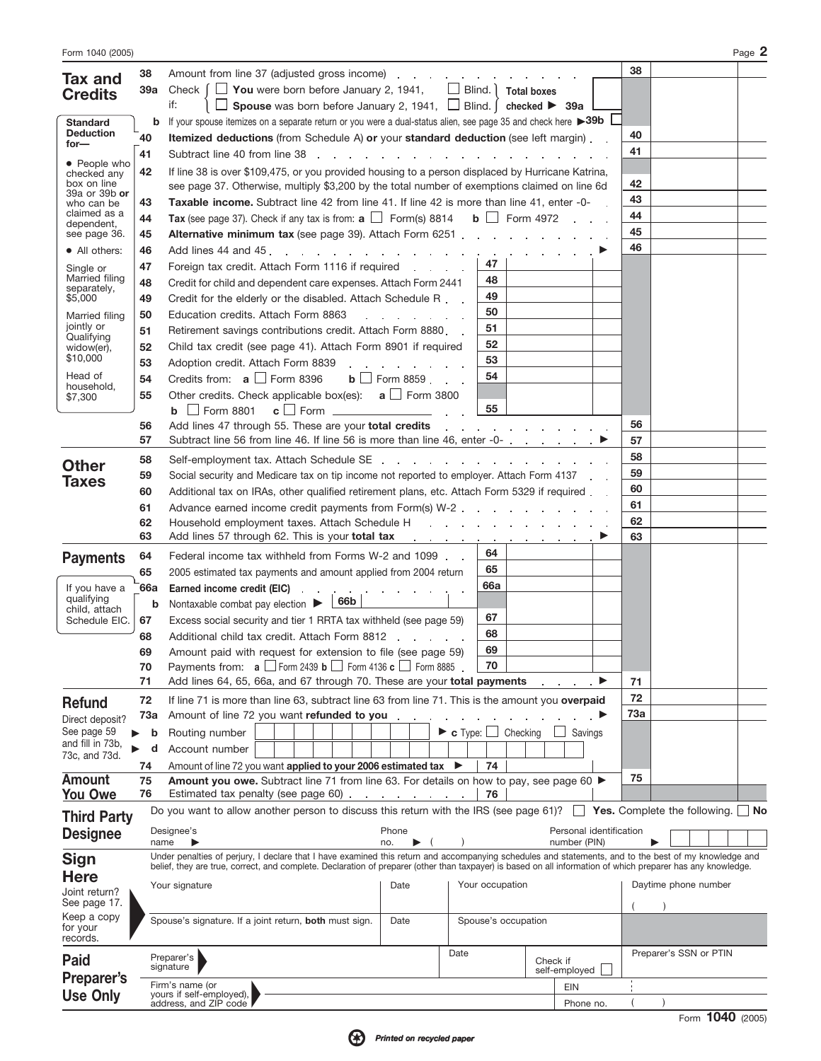## Tax and Credits

| | | | | | |
|---|---|---|---|---|---|
| 38 | Amount from line 37 (adjusted gross income) | | | 38 | |
| 39a | Check if: ☐ **You** were born before January 2, 1941, ☐ Blind. ☐ **Spouse** was born before January 2, 1941, ☐ Blind. **Total boxes checked** ▶ 39a | | | | |
| b | If your spouse itemizes on a separate return or you were a dual-status alien, see page 35 and check here ▶39b ☐ | | | | |
| 40 | **Itemized deductions** (from Schedule A) **or** your **standard deduction** (see left margin) | | | 40 | |
| 41 | Subtract line 40 from line 38 | | | 41 | |
| 42 | If line 38 is over $109,475, or you provided housing to a person displaced by Hurricane Katrina, see page 37. Otherwise, multiply $3,200 by the total number of exemptions claimed on line 6d | | | 42 | |
| 43 | **Taxable income.** Subtract line 42 from line 41. If line 42 is more than line 41, enter -0- | | | 43 | |
| 44 | **Tax** (see page 37). Check if any tax is from: **a** ☐ Form(s) 8814 **b** ☐ Form 4972 | | | 44 | |
| 45 | **Alternative minimum tax** (see page 39). Attach Form 6251 | | | 45 | |
| 46 | Add lines 44 and 45 ▶ | | | 46 | |
| 47 | Foreign tax credit. Attach Form 1116 if required | 47 | | | |
| 48 | Credit for child and dependent care expenses. Attach Form 2441 | 48 | | | |
| 49 | Credit for the elderly or the disabled. Attach Schedule R | 49 | | | |
| 50 | Education credits. Attach Form 8863 | 50 | | | |
| 51 | Retirement savings contributions credit. Attach Form 8880 | 51 | | | |
| 52 | Child tax credit (see page 41). Attach Form 8901 if required | 52 | | | |
| 53 | Adoption credit. Attach Form 8839 | 53 | | | |
| 54 | Credits from: **a** ☐ Form 8396 **b** ☐ Form 8859 | 54 | | | |
| 55 | Other credits. Check applicable box(es): **a** ☐ Form 3800 **b** ☐ Form 8801 **c** ☐ Form ________ | 55 | | | |
| 56 | Add lines 47 through 55. These are your **total credits** | | | 56 | |
| 57 | Subtract line 56 from line 46. If line 56 is more than line 46, enter -0- ▶ | | | 57 | |

**Standard Deduction for—**

- People who checked any box on line 39a or 39b **or** who can be claimed as a dependent, see page 36.
- All others:

Single or Married filing separately, $5,000

Married filing jointly or Qualifying widow(er), $10,000

Head of household, $7,300

## Other Taxes

| | | | |
|---|---|---|---|
| 58 | Self-employment tax. Attach Schedule SE | 58 | |
| 59 | Social security and Medicare tax on tip income not reported to employer. Attach Form 4137 | 59 | |
| 60 | Additional tax on IRAs, other qualified retirement plans, etc. Attach Form 5329 if required | 60 | |
| 61 | Advance earned income credit payments from Form(s) W-2 | 61 | |
| 62 | Household employment taxes. Attach Schedule H | 62 | |
| 63 | Add lines 57 through 62. This is your **total tax** ▶ | 63 | |

## Payments

| | | | | | |
|---|---|---|---|---|---|
| 64 | Federal income tax withheld from Forms W-2 and 1099 | 64 | | | |
| 65 | 2005 estimated tax payments and amount applied from 2004 return | 65 | | | |
| 66a | **Earned income credit (EIC)** | 66a | | | |
| b | Nontaxable combat pay election ▶ 66b | | | | |
| 67 | Excess social security and tier 1 RRTA tax withheld (see page 59) | 67 | | | |
| 68 | Additional child tax credit. Attach Form 8812 | 68 | | | |
| 69 | Amount paid with request for extension to file (see page 59) | 69 | | | |
| 70 | Payments from: **a** ☐ Form 2439 **b** ☐ Form 4136 **c** ☐ Form 8885 | 70 | | | |
| 71 | Add lines 64, 65, 66a, and 67 through 70. These are your **total payments** ▶ | | | 71 | |

If you have a qualifying child, attach Schedule EIC.

## Refund

Direct deposit? See page 59 and fill in 73b, 73c, and 73d.

| | | | | | |
|---|---|---|---|---|---|
| 72 | If line 71 is more than line 63, subtract line 63 from line 71. This is the amount you **overpaid** | | | 72 | |
| 73a | Amount of line 72 you want **refunded to you** ▶ | | | 73a | |
| ▶ b | Routing number ▶ **c** Type: ☐ Checking ☐ Savings | | | | |
| ▶ d | Account number | | | | |
| 74 | Amount of line 72 you want **applied to your 2006 estimated tax** ▶ | 74 | | | |

## Amount You Owe

| | | | | | |
|---|---|---|---|---|---|
| 75 | **Amount you owe.** Subtract line 71 from line 63. For details on how to pay, see page 60 ▶ | | | 75 | |
| 76 | Estimated tax penalty (see page 60) | 76 | | | |

## Third Party Designee

Do you want to allow another person to discuss this return with the IRS (see page 61)? ☐ **Yes.** Complete the following. ☐ **No**

Designee's name ▶ Phone no. ▶ ( ) Personal identification number (PIN) ▶

## Sign Here

Joint return? See page 17. Keep a copy for your records.

Under penalties of perjury, I declare that I have examined this return and accompanying schedules and statements, and to the best of my knowledge and belief, they are true, correct, and complete. Declaration of preparer (other than taxpayer) is based on all information of which preparer has any knowledge.

| Your signature | Date | Your occupation | Daytime phone number ( ) |
|---|---|---|---|
| Spouse's signature. If a joint return, **both** must sign. | Date | Spouse's occupation | |

## Paid Preparer's Use Only

| | | | |
|---|---|---|---|
| Preparer's signature | Date | Check if self-employed ☐ | Preparer's SSN or PTIN |
| Firm's name (or yours if self-employed), address, and ZIP code | | EIN | |
| | | Phone no. | ( ) |

Form **1040** (2005)

*Printed on recycled paper*